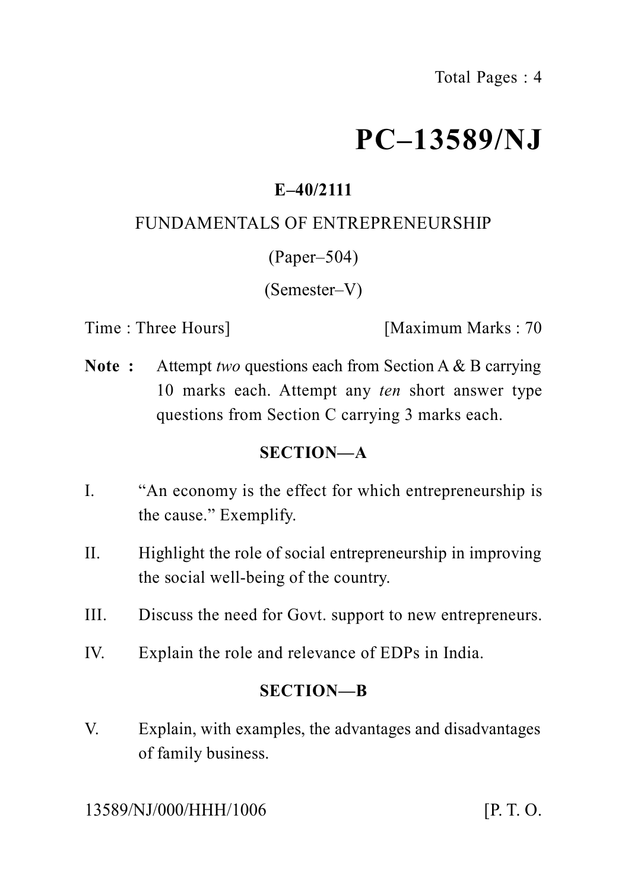# PC–13589/NJ

**E–40/2111**

FUNDAMENTALS OF ENTREPRENEURSHIP

(Paper–504)

(Semester–V)

Time : Three Hours] [Maximum Marks : 70

**Note :** Attempt *two* questions each from Section A & B carrying 10 marks each. Attempt any *ten* short answer type questions from Section C carrying 3 marks each.

## SECTION—A

I. "An economy is the effect for which entrepreneurship is the cause." Exemplify.

II. Highlight the role of social entrepreneurship in improving the social well-being of the country.

III. Discuss the need for Govt. support to new entrepreneurs.

IV. Explain the role and relevance of EDPs in India.

## SECTION—B

V. Explain, with examples, the advantages and disadvantages of family business.

13589/NJ/000/HHH/1006 [P. T. O.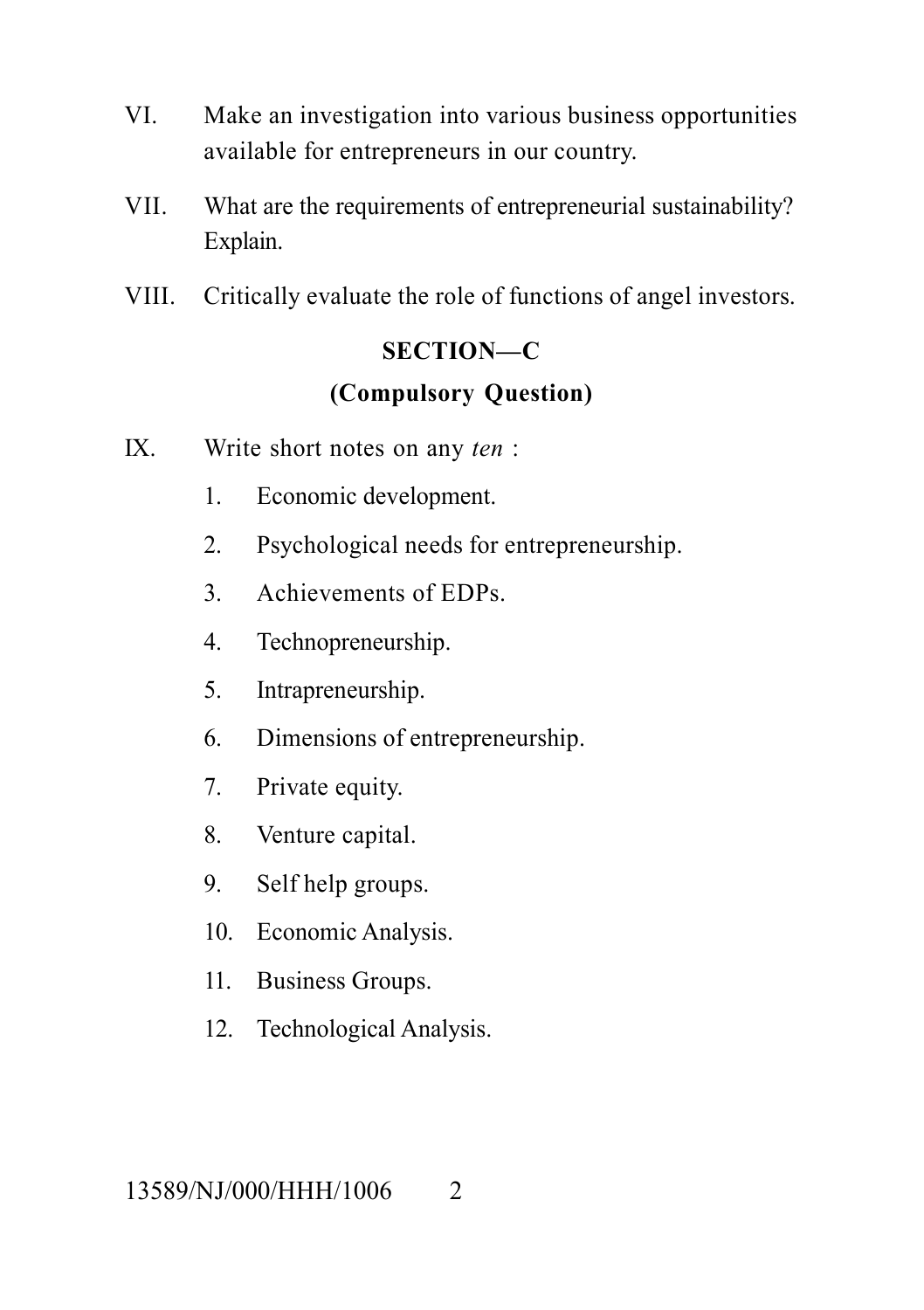VI. Make an investigation into various business opportunities available for entrepreneurs in our country.

VII. What are the requirements of entrepreneurial sustainability? Explain.

VIII. Critically evaluate the role of functions of angel investors.

## SECTION—C

### (Compulsory Question)

IX. Write short notes on any *ten* :

1. Economic development.
2. Psychological needs for entrepreneurship.
3. Achievements of EDPs.
4. Technopreneurship.
5. Intrapreneurship.
6. Dimensions of entrepreneurship.
7. Private equity.
8. Venture capital.
9. Self help groups.
10. Economic Analysis.
11. Business Groups.
12. Technological Analysis.

13589/NJ/000/HHH/1006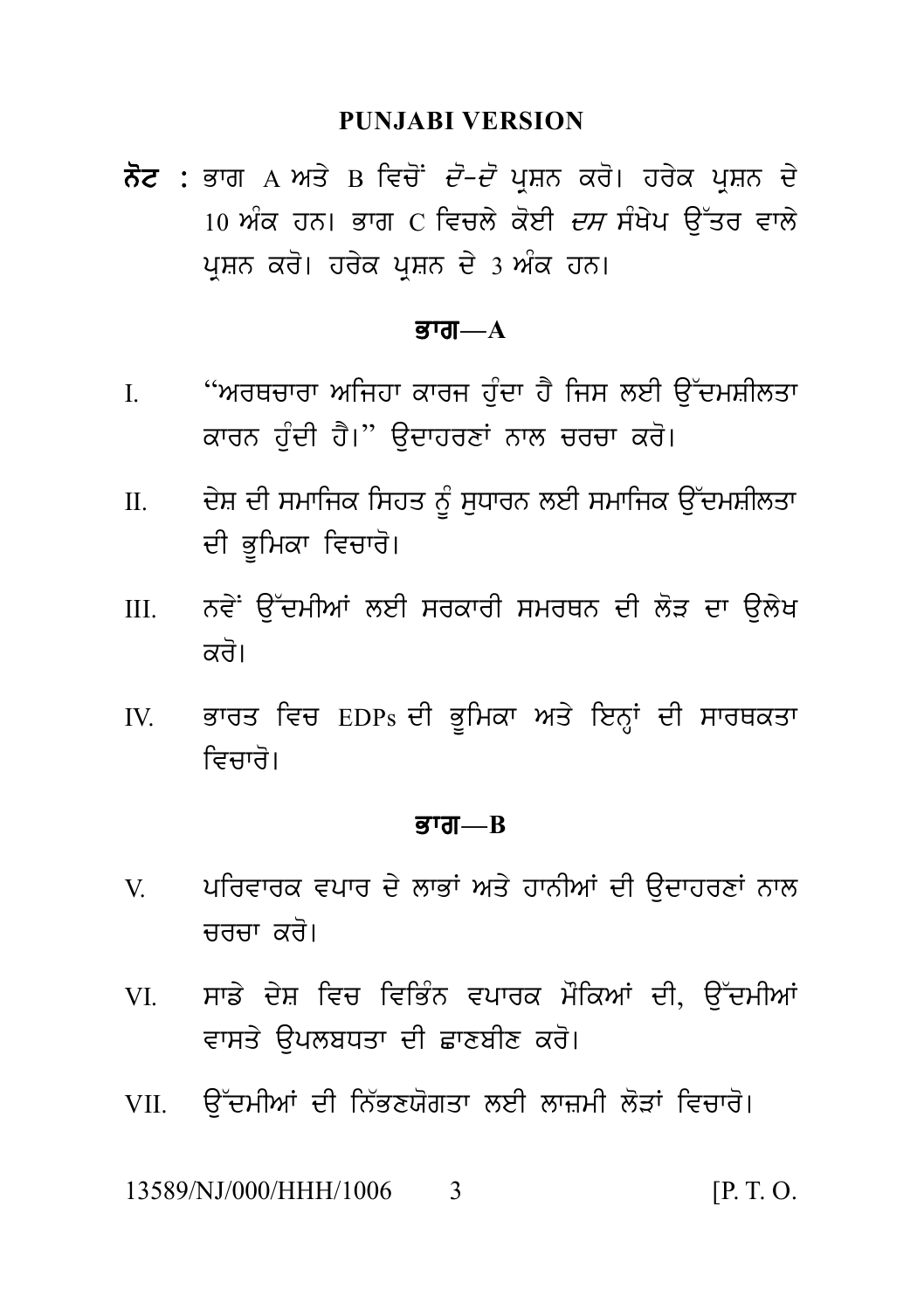## PUNJABI VERSION

**ਨੋਟ :** ਭਾਗ A ਅਤੇ B ਵਿਚੋਂ *ਦੋ-ਦੋ* ਪ੍ਰਸ਼ਨ ਕਰੋ। ਹਰੇਕ ਪ੍ਰਸ਼ਨ ਦੇ 10 ਅੰਕ ਹਨ। ਭਾਗ C ਵਿਚਲੇ ਕੋਈ *ਦਸ* ਸੰਖੇਪ ਉੱਤਰ ਵਾਲੇ ਪ੍ਰਸ਼ਨ ਕਰੋ। ਹਰੇਕ ਪ੍ਰਸ਼ਨ ਦੇ 3 ਅੰਕ ਹਨ।

### ਭਾਗ—A

I. "ਅਰਥਚਾਰਾ ਅਜਿਹਾ ਕਾਰਜ ਹੁੰਦਾ ਹੈ ਜਿਸ ਲਈ ਉੱਦਮਸ਼ੀਲਤਾ ਕਾਰਨ ਹੁੰਦੀ ਹੈ।" ਉਦਾਹਰਣਾਂ ਨਾਲ ਚਰਚਾ ਕਰੋ।

II. ਦੇਸ਼ ਦੀ ਸਮਾਜਿਕ ਸਿਹਤ ਨੂੰ ਸੁਧਾਰਨ ਲਈ ਸਮਾਜਿਕ ਉੱਦਮਸ਼ੀਲਤਾ ਦੀ ਭੂਮਿਕਾ ਵਿਚਾਰੋ।

III. ਨਵੇਂ ਉੱਦਮੀਆਂ ਲਈ ਸਰਕਾਰੀ ਸਮਰਥਨ ਦੀ ਲੋੜ ਦਾ ਉਲੇਖ ਕਰੋ।

IV. ਭਾਰਤ ਵਿਚ EDPs ਦੀ ਭੂਮਿਕਾ ਅਤੇ ਇਨ੍ਹਾਂ ਦੀ ਸਾਰਥਕਤਾ ਵਿਚਾਰੋ।

### ਭਾਗ—B

V. ਪਰਿਵਾਰਕ ਵਪਾਰ ਦੇ ਲਾਭਾਂ ਅਤੇ ਹਾਨੀਆਂ ਦੀ ਉਦਾਹਰਣਾਂ ਨਾਲ ਚਰਚਾ ਕਰੋ।

VI. ਸਾਡੇ ਦੇਸ਼ ਵਿਚ ਵਿਭਿੰਨ ਵਪਾਰਕ ਮੌਕਿਆਂ ਦੀ, ਉੱਦਮੀਆਂ ਵਾਸਤੇ ਉਪਲਬਧਤਾ ਦੀ ਛਾਣਬੀਣ ਕਰੋ।

VII. ਉੱਦਮੀਆਂ ਦੀ ਨਿੱਭਣਯੋਗਤਾ ਲਈ ਲਾਜ਼ਮੀ ਲੋੜਾਂ ਵਿਚਾਰੋ।

13589/NJ/000/HHH/1006 [P. T. O.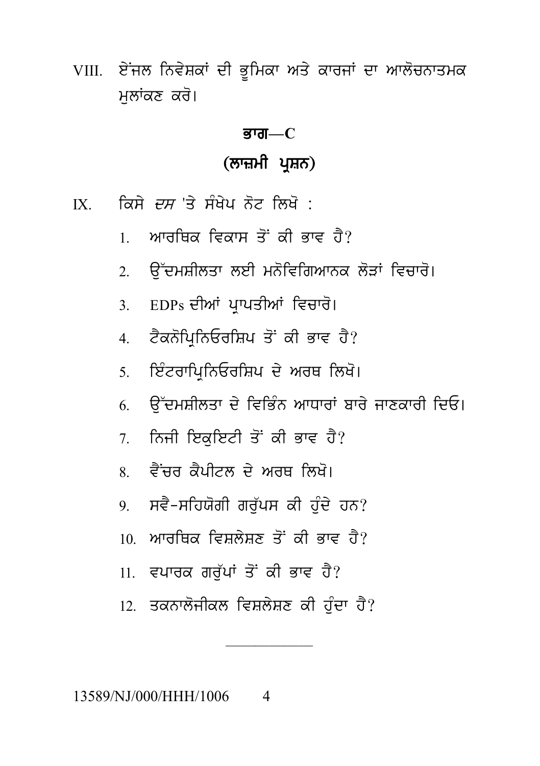VIII. ਏਂਜਲ ਨਿਵੇਸ਼ਕਾਂ ਦੀ ਭੂਮਿਕਾ ਅਤੇ ਕਾਰਜਾਂ ਦਾ ਆਲੋਚਨਾਤਮਕ ਮੁਲਾਂਕਣ ਕਰੋ।

## ਭਾਗ—C

## (ਲਾਜ਼ਮੀ ਪ੍ਰਸ਼ਨ)

IX. ਕਿਸੇ *ਦਸ* 'ਤੇ ਸੰਖੇਪ ਨੋਟ ਲਿਖੋ :

1. ਆਰਥਿਕ ਵਿਕਾਸ ਤੋਂ ਕੀ ਭਾਵ ਹੈ?
2. ਉੱਦਮਸ਼ੀਲਤਾ ਲਈ ਮਨੋਵਿਗਿਆਨਕ ਲੋੜਾਂ ਵਿਚਾਰੋ।
3. EDPs ਦੀਆਂ ਪ੍ਰਾਪਤੀਆਂ ਵਿਚਾਰੋ।
4. ਟੈਕਨੋਪ੍ਰਿਨਿਓਰਸ਼ਿਪ ਤੋਂ ਕੀ ਭਾਵ ਹੈ?
5. ਇੰਟਰਾਪ੍ਰਿਨਿਓਰਸ਼ਿਪ ਦੇ ਅਰਥ ਲਿਖੋ।
6. ਉੱਦਮਸ਼ੀਲਤਾ ਦੇ ਵਿਭਿੰਨ ਆਧਾਰਾਂ ਬਾਰੇ ਜਾਣਕਾਰੀ ਦਿਓ।
7. ਨਿਜੀ ਇਕੁਇਟੀ ਤੋਂ ਕੀ ਭਾਵ ਹੈ?
8. ਵੈਂਚਰ ਕੈਪੀਟਲ ਦੇ ਅਰਥ ਲਿਖੋ।
9. ਸਵੈ-ਸਹਿਯੋਗੀ ਗਰੁੱਪਸ ਕੀ ਹੁੰਦੇ ਹਨ?
10. ਆਰਥਿਕ ਵਿਸ਼ਲੇਸ਼ਣ ਤੋਂ ਕੀ ਭਾਵ ਹੈ?
11. ਵਪਾਰਕ ਗਰੁੱਪਾਂ ਤੋਂ ਕੀ ਭਾਵ ਹੈ?
12. ਤਕਨਾਲੋਜੀਕਲ ਵਿਸ਼ਲੇਸ਼ਣ ਕੀ ਹੁੰਦਾ ਹੈ?

13589/NJ/000/HHH/1006